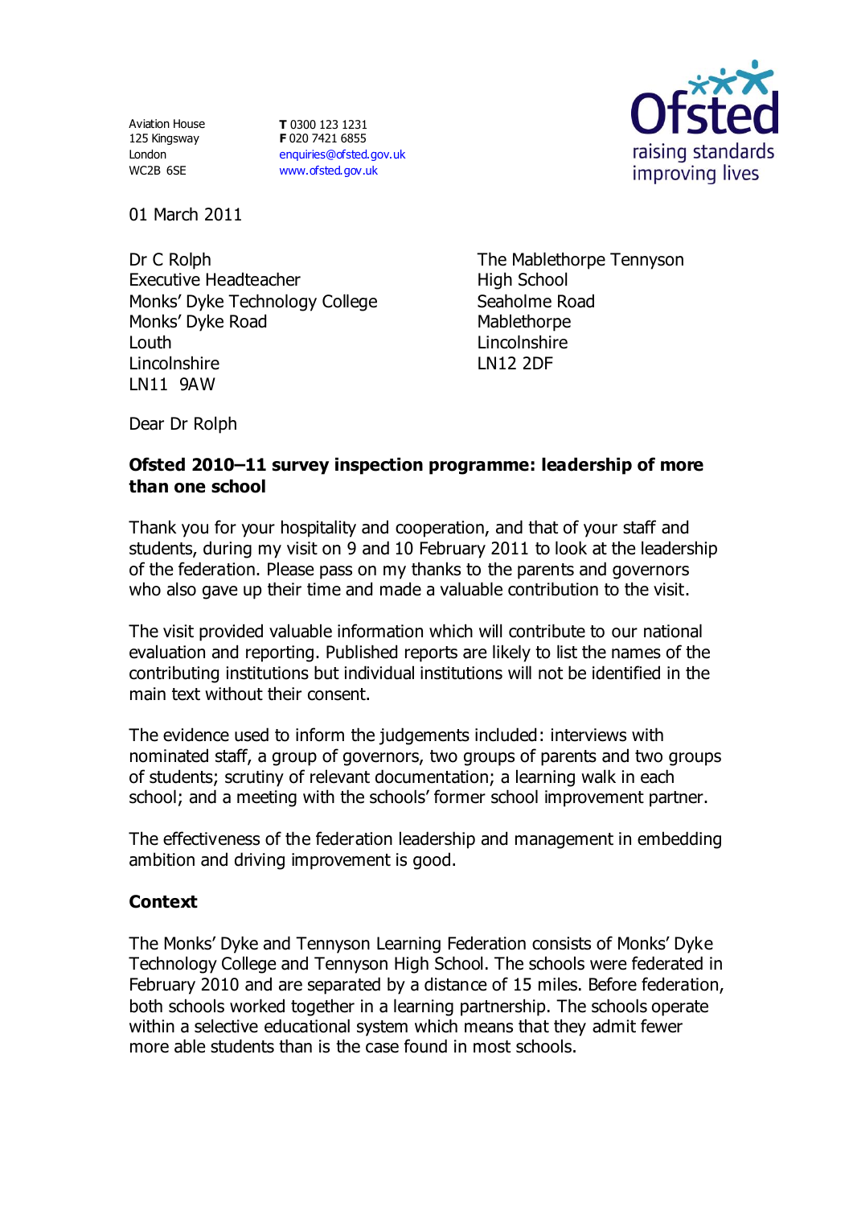Aviation House
125 Kingsway
London
WC2B 6SE

**T** 0300 123 1231
**F** 020 7421 6855
enquiries@ofsted.gov.uk
www.ofsted.gov.uk

Ofsted
raising standards
improving lives

01 March 2011

Dr C Rolph
Executive Headteacher
Monks' Dyke Technology College
Monks' Dyke Road
Louth
Lincolnshire
LN11 9AW

The Mablethorpe Tennyson
High School
Seaholme Road
Mablethorpe
Lincolnshire
LN12 2DF

Dear Dr Rolph

**Ofsted 2010–11 survey inspection programme: leadership of more than one school**

Thank you for your hospitality and cooperation, and that of your staff and students, during my visit on 9 and 10 February 2011 to look at the leadership of the federation. Please pass on my thanks to the parents and governors who also gave up their time and made a valuable contribution to the visit.

The visit provided valuable information which will contribute to our national evaluation and reporting. Published reports are likely to list the names of the contributing institutions but individual institutions will not be identified in the main text without their consent.

The evidence used to inform the judgements included: interviews with nominated staff, a group of governors, two groups of parents and two groups of students; scrutiny of relevant documentation; a learning walk in each school; and a meeting with the schools' former school improvement partner.

The effectiveness of the federation leadership and management in embedding ambition and driving improvement is good.

## Context

The Monks' Dyke and Tennyson Learning Federation consists of Monks' Dyke Technology College and Tennyson High School. The schools were federated in February 2010 and are separated by a distance of 15 miles. Before federation, both schools worked together in a learning partnership. The schools operate within a selective educational system which means that they admit fewer more able students than is the case found in most schools.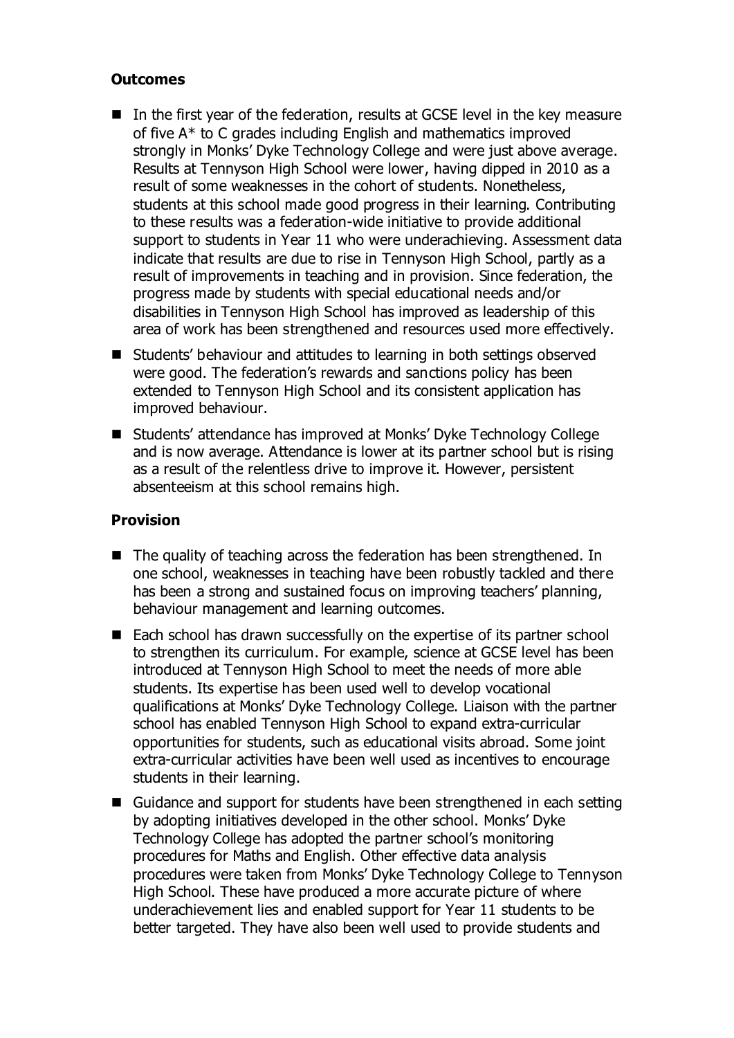**Outcomes**

- In the first year of the federation, results at GCSE level in the key measure of five A* to C grades including English and mathematics improved strongly in Monks' Dyke Technology College and were just above average. Results at Tennyson High School were lower, having dipped in 2010 as a result of some weaknesses in the cohort of students. Nonetheless, students at this school made good progress in their learning. Contributing to these results was a federation-wide initiative to provide additional support to students in Year 11 who were underachieving. Assessment data indicate that results are due to rise in Tennyson High School, partly as a result of improvements in teaching and in provision. Since federation, the progress made by students with special educational needs and/or disabilities in Tennyson High School has improved as leadership of this area of work has been strengthened and resources used more effectively.
- Students' behaviour and attitudes to learning in both settings observed were good. The federation's rewards and sanctions policy has been extended to Tennyson High School and its consistent application has improved behaviour.
- Students' attendance has improved at Monks' Dyke Technology College and is now average. Attendance is lower at its partner school but is rising as a result of the relentless drive to improve it. However, persistent absenteeism at this school remains high.

**Provision**

- The quality of teaching across the federation has been strengthened. In one school, weaknesses in teaching have been robustly tackled and there has been a strong and sustained focus on improving teachers' planning, behaviour management and learning outcomes.
- Each school has drawn successfully on the expertise of its partner school to strengthen its curriculum. For example, science at GCSE level has been introduced at Tennyson High School to meet the needs of more able students. Its expertise has been used well to develop vocational qualifications at Monks' Dyke Technology College. Liaison with the partner school has enabled Tennyson High School to expand extra-curricular opportunities for students, such as educational visits abroad. Some joint extra-curricular activities have been well used as incentives to encourage students in their learning.
- Guidance and support for students have been strengthened in each setting by adopting initiatives developed in the other school. Monks' Dyke Technology College has adopted the partner school's monitoring procedures for Maths and English. Other effective data analysis procedures were taken from Monks' Dyke Technology College to Tennyson High School. These have produced a more accurate picture of where underachievement lies and enabled support for Year 11 students to be better targeted. They have also been well used to provide students and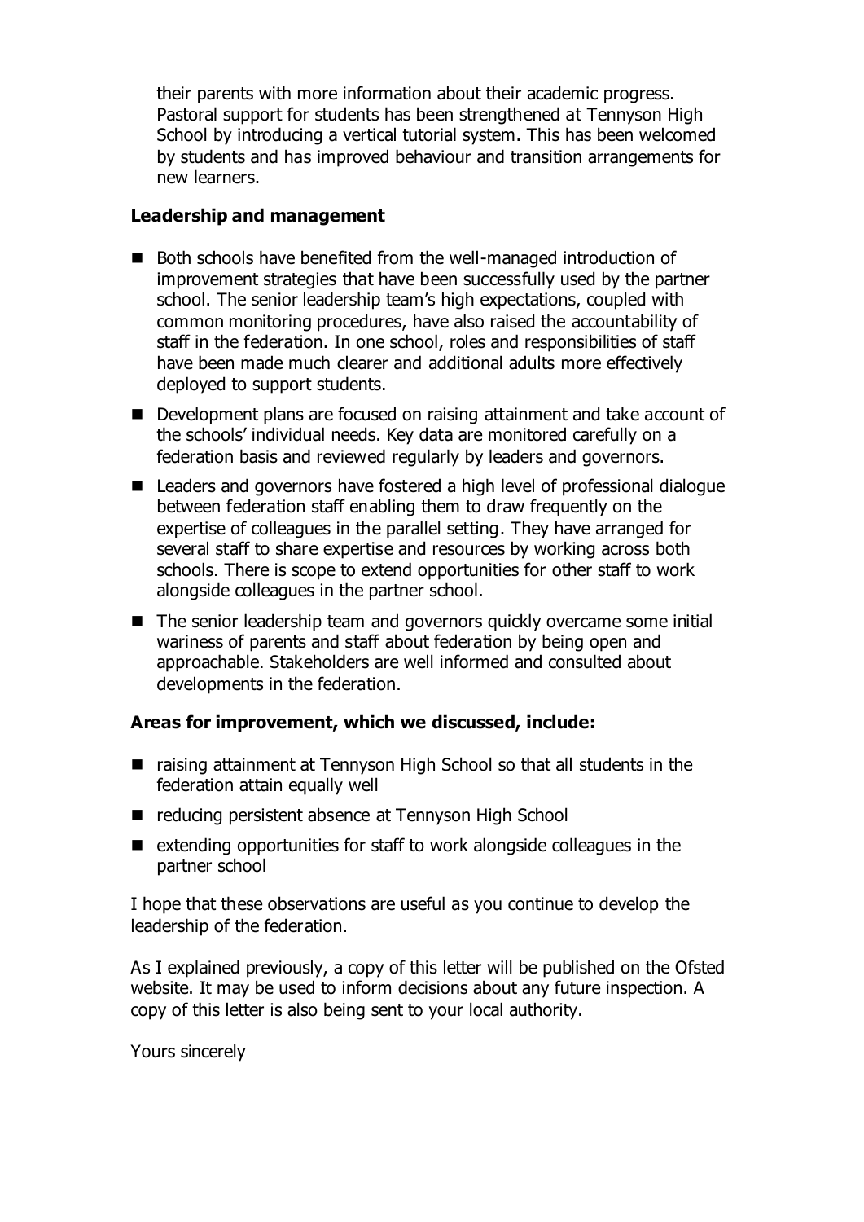their parents with more information about their academic progress. Pastoral support for students has been strengthened at Tennyson High School by introducing a vertical tutorial system. This has been welcomed by students and has improved behaviour and transition arrangements for new learners.

**Leadership and management**

- Both schools have benefited from the well-managed introduction of improvement strategies that have been successfully used by the partner school. The senior leadership team's high expectations, coupled with common monitoring procedures, have also raised the accountability of staff in the federation. In one school, roles and responsibilities of staff have been made much clearer and additional adults more effectively deployed to support students.
- Development plans are focused on raising attainment and take account of the schools' individual needs. Key data are monitored carefully on a federation basis and reviewed regularly by leaders and governors.
- Leaders and governors have fostered a high level of professional dialogue between federation staff enabling them to draw frequently on the expertise of colleagues in the parallel setting. They have arranged for several staff to share expertise and resources by working across both schools. There is scope to extend opportunities for other staff to work alongside colleagues in the partner school.
- The senior leadership team and governors quickly overcame some initial wariness of parents and staff about federation by being open and approachable. Stakeholders are well informed and consulted about developments in the federation.

**Areas for improvement, which we discussed, include:**

- raising attainment at Tennyson High School so that all students in the federation attain equally well
- reducing persistent absence at Tennyson High School
- extending opportunities for staff to work alongside colleagues in the partner school

I hope that these observations are useful as you continue to develop the leadership of the federation.

As I explained previously, a copy of this letter will be published on the Ofsted website. It may be used to inform decisions about any future inspection. A copy of this letter is also being sent to your local authority.

Yours sincerely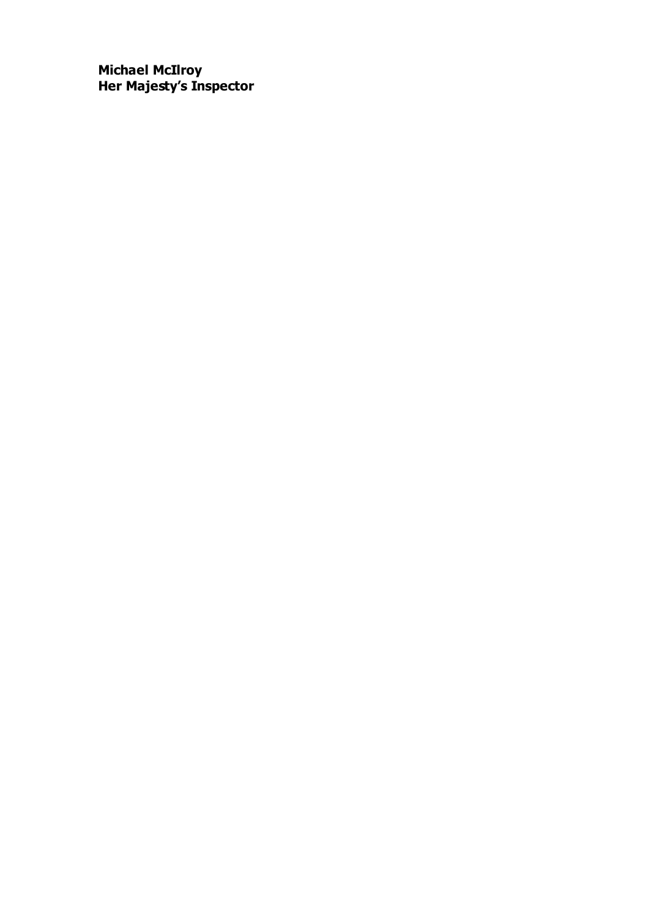**Michael McIlroy**
**Her Majesty's Inspector**